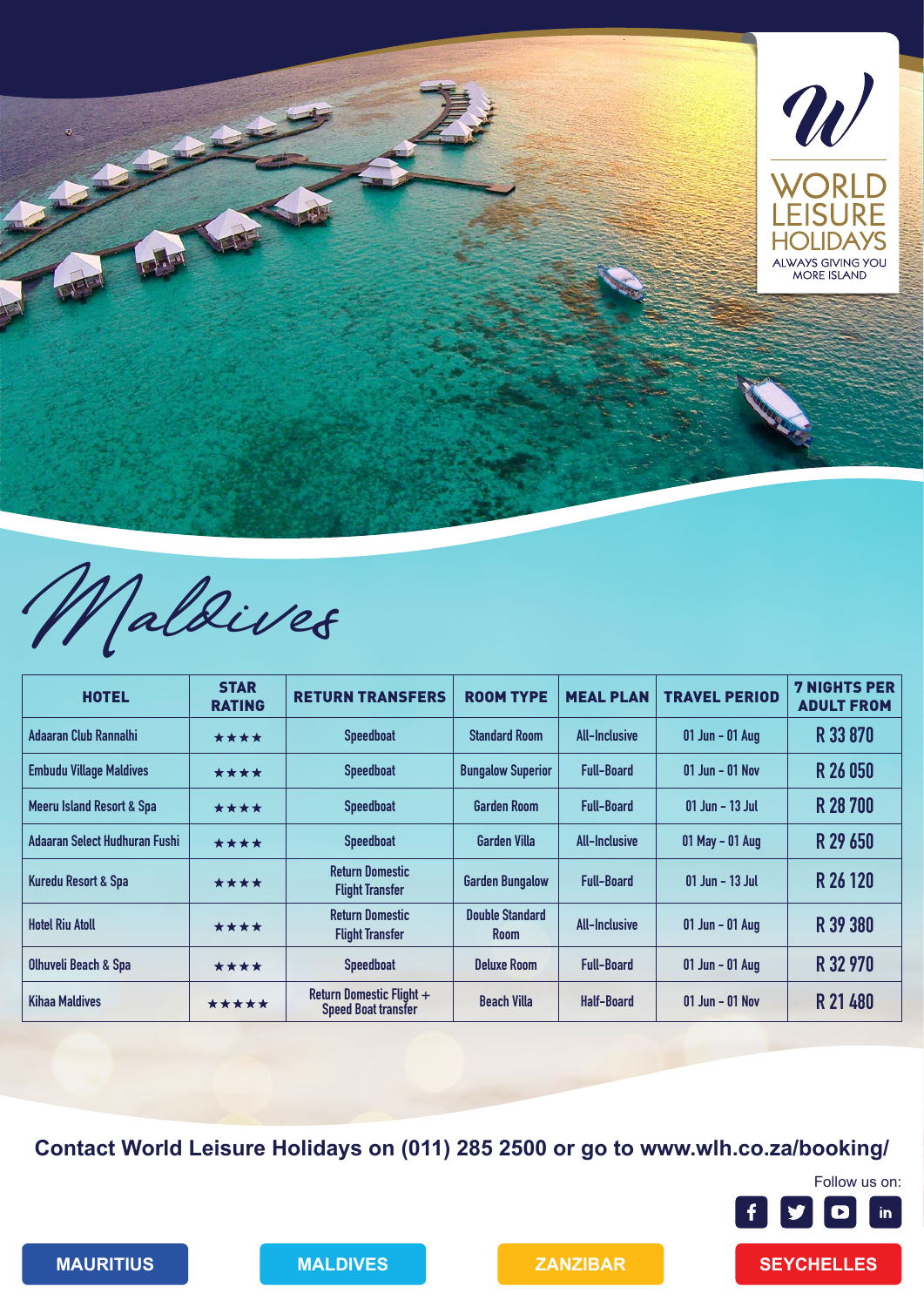WORLD LEISURE HOLIDAYS

ALWAYS GIVING YOU MORE ISLAND

# Maldives

| HOTEL | STAR RATING | RETURN TRANSFERS | ROOM TYPE | MEAL PLAN | TRAVEL PERIOD | 7 NIGHTS PER ADULT FROM |
|---|---|---|---|---|---|---|
| Adaaran Club Rannalhi | ★★★★ | Speedboat | Standard Room | All-Inclusive | 01 Jun - 01 Aug | R 33 870 |
| Embudu Village Maldives | ★★★★ | Speedboat | Bungalow Superior | Full-Board | 01 Jun - 01 Nov | R 26 050 |
| Meeru Island Resort & Spa | ★★★★ | Speedboat | Garden Room | Full-Board | 01 Jun - 13 Jul | R 28 700 |
| Adaaran Select Hudhuran Fushi | ★★★★ | Speedboat | Garden Villa | All-Inclusive | 01 May - 01 Aug | R 29 650 |
| Kuredu Resort & Spa | ★★★★ | Return Domestic Flight Transfer | Garden Bungalow | Full-Board | 01 Jun - 13 Jul | R 26 120 |
| Hotel Riu Atoll | ★★★★ | Return Domestic Flight Transfer | Double Standard Room | All-Inclusive | 01 Jun - 01 Aug | R 39 380 |
| Olhuveli Beach & Spa | ★★★★ | Speedboat | Deluxe Room | Full-Board | 01 Jun - 01 Aug | R 32 970 |
| Kihaa Maldives | ★★★★★ | Return Domestic Flight + Speed Boat transfer | Beach Villa | Half-Board | 01 Jun - 01 Nov | R 21 480 |

**Contact World Leisure Holidays on (011) 285 2500 or go to www.wlh.co.za/booking/**

Follow us on:

MAURITIUS | MALDIVES | ZANZIBAR | SEYCHELLES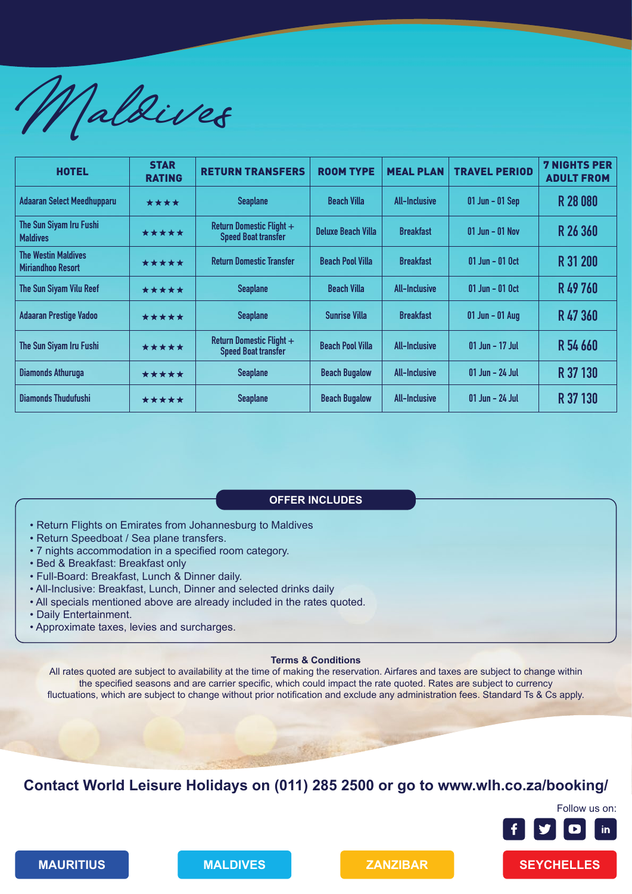# Maldives

| HOTEL | STAR RATING | RETURN TRANSFERS | ROOM TYPE | MEAL PLAN | TRAVEL PERIOD | 7 NIGHTS PER ADULT FROM |
|---|---|---|---|---|---|---|
| Adaaran Select Meedhupparu | ★★★★ | Seaplane | Beach Villa | All-Inclusive | 01 Jun - 01 Sep | R 28 080 |
| The Sun Siyam Iru Fushi Maldives | ★★★★★ | Return Domestic Flight + Speed Boat transfer | Deluxe Beach Villa | Breakfast | 01 Jun - 01 Nov | R 26 360 |
| The Westin Maldives Miriandhoo Resort | ★★★★★ | Return Domestic Transfer | Beach Pool Villa | Breakfast | 01 Jun - 01 Oct | R 31 200 |
| The Sun Siyam Vilu Reef | ★★★★★ | Seaplane | Beach Villa | All-Inclusive | 01 Jun - 01 Oct | R 49 760 |
| Adaaran Prestige Vadoo | ★★★★★ | Seaplane | Sunrise Villa | Breakfast | 01 Jun - 01 Aug | R 47 360 |
| The Sun Siyam Iru Fushi | ★★★★★ | Return Domestic Flight + Speed Boat transfer | Beach Pool Villa | All-Inclusive | 01 Jun - 17 Jul | R 54 660 |
| Diamonds Athuruga | ★★★★★ | Seaplane | Beach Bugalow | All-Inclusive | 01 Jun - 24 Jul | R 37 130 |
| Diamonds Thudufushi | ★★★★★ | Seaplane | Beach Bugalow | All-Inclusive | 01 Jun - 24 Jul | R 37 130 |

## OFFER INCLUDES

- Return Flights on Emirates from Johannesburg to Maldives
- Return Speedboat / Sea plane transfers.
- 7 nights accommodation in a specified room category.
- Bed & Breakfast: Breakfast only
- Full-Board: Breakfast, Lunch & Dinner daily.
- All-Inclusive: Breakfast, Lunch, Dinner and selected drinks daily
- All specials mentioned above are already included in the rates quoted.
- Daily Entertainment.
- Approximate taxes, levies and surcharges.

**Terms & Conditions**

All rates quoted are subject to availability at the time of making the reservation. Airfares and taxes are subject to change within the specified seasons and are carrier specific, which could impact the rate quoted. Rates are subject to currency fluctuations, which are subject to change without prior notification and exclude any administration fees. Standard Ts & Cs apply.

**Contact World Leisure Holidays on (011) 285 2500 or go to www.wlh.co.za/booking/**

Follow us on:

MAURITIUS | MALDIVES | ZANZIBAR | SEYCHELLES